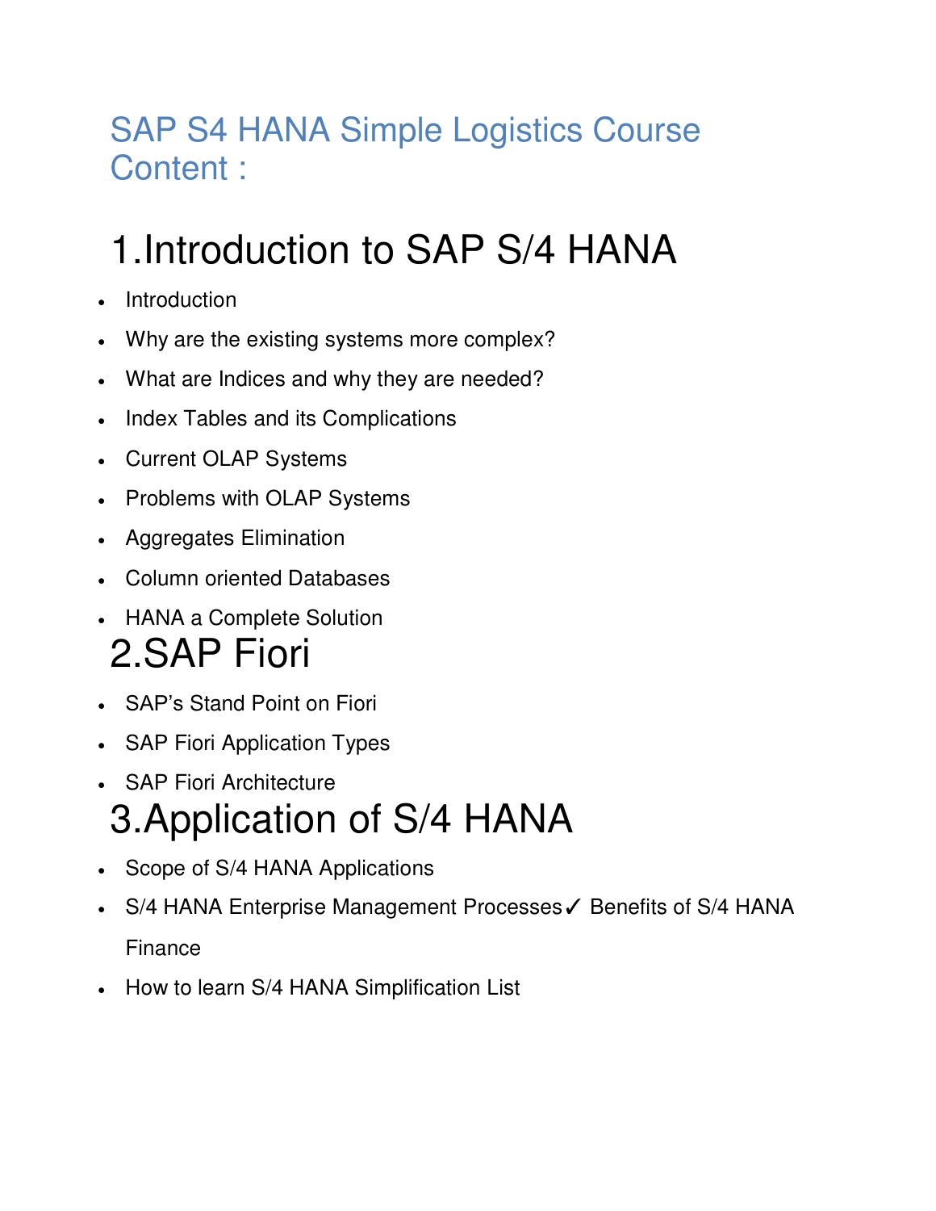# SAP S4 HANA Simple Logistics Course Content :

## 1.Introduction to SAP S/4 HANA

- Introduction
- Why are the existing systems more complex?
- What are Indices and why they are needed?
- Index Tables and its Complications
- Current OLAP Systems
- Problems with OLAP Systems
- Aggregates Elimination
- Column oriented Databases
- HANA a Complete Solution

## 2.SAP Fiori

- SAP's Stand Point on Fiori
- SAP Fiori Application Types
- SAP Fiori Architecture

## 3.Application of S/4 HANA

- Scope of S/4 HANA Applications
- S/4 HANA Enterprise Management Processes✓ Benefits of S/4 HANA Finance
- How to learn S/4 HANA Simplification List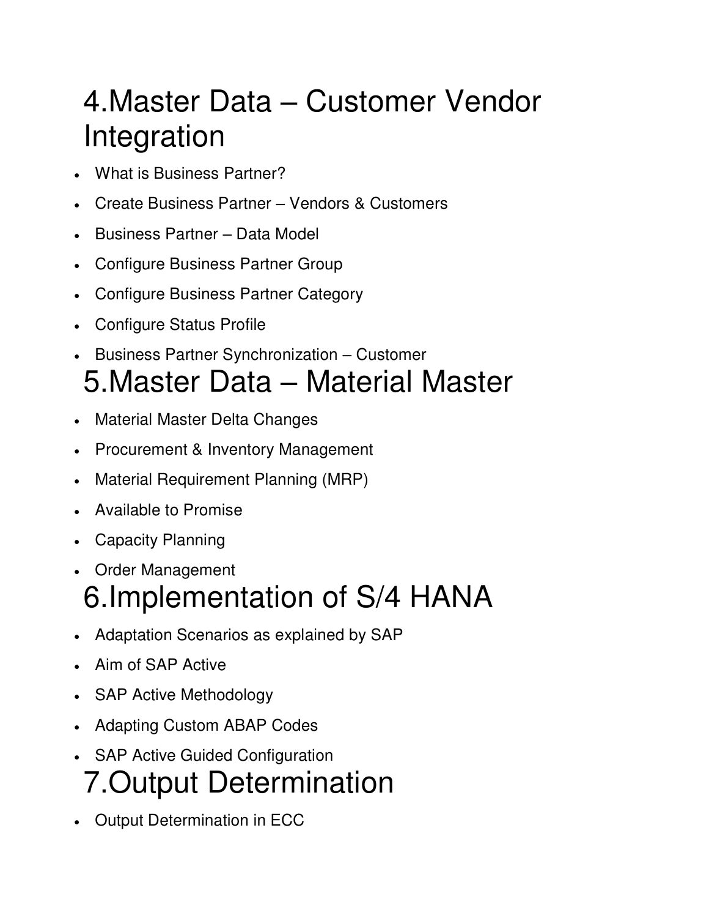# 4.Master Data – Customer Vendor Integration

- What is Business Partner?
- Create Business Partner – Vendors & Customers
- Business Partner – Data Model
- Configure Business Partner Group
- Configure Business Partner Category
- Configure Status Profile
- Business Partner Synchronization – Customer

# 5.Master Data – Material Master

- Material Master Delta Changes
- Procurement & Inventory Management
- Material Requirement Planning (MRP)
- Available to Promise
- Capacity Planning
- Order Management

# 6.Implementation of S/4 HANA

- Adaptation Scenarios as explained by SAP
- Aim of SAP Active
- SAP Active Methodology
- Adapting Custom ABAP Codes
- SAP Active Guided Configuration

# 7.Output Determination

- Output Determination in ECC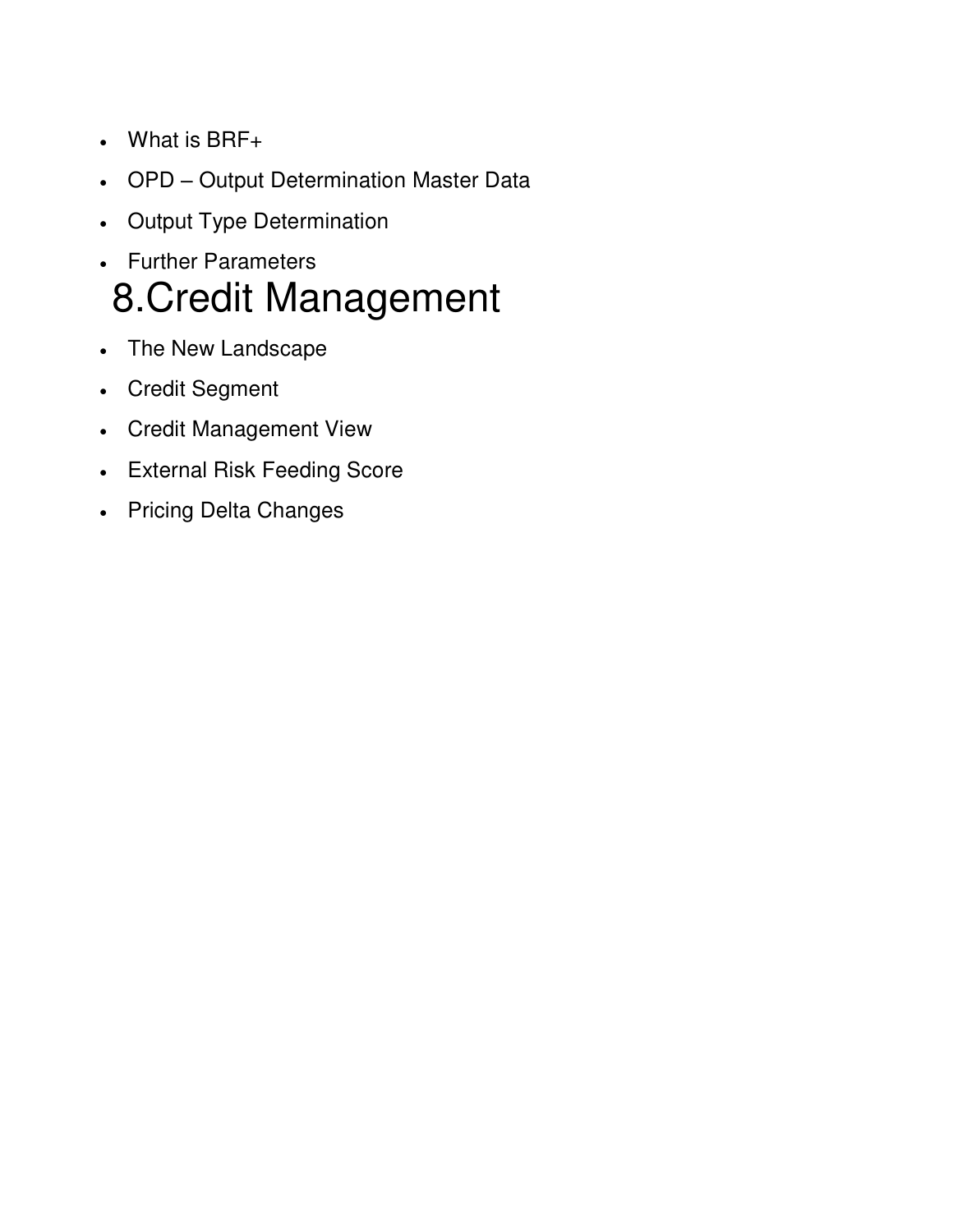- What is BRF+
- OPD – Output Determination Master Data
- Output Type Determination
- Further Parameters

# 8.Credit Management

- The New Landscape
- Credit Segment
- Credit Management View
- External Risk Feeding Score
- Pricing Delta Changes